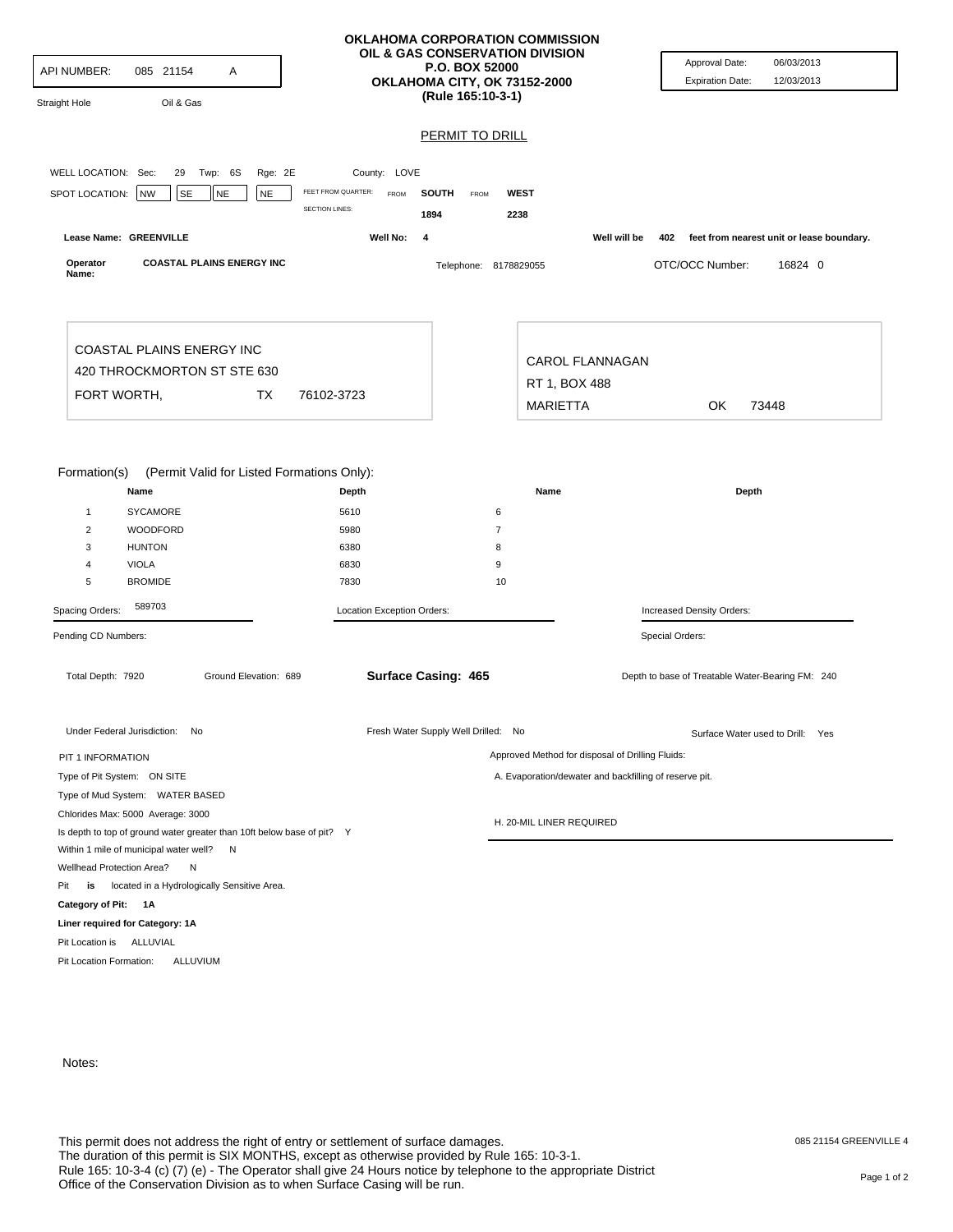API NUMBER: 085 21154 A

Straight Hole    Oil & Gas

**OKLAHOMA CORPORATION COMMISSION**
**OIL & GAS CONSERVATION DIVISION**
**P.O. BOX 52000**
**OKLAHOMA CITY, OK 73152-2000**
**(Rule 165:10-3-1)**

Approval Date: 06/03/2013
Expiration Date: 12/03/2013

## PERMIT TO DRILL

WELL LOCATION: Sec: 29 Twp: 6S Rge: 2E County: LOVE

SPOT LOCATION: NW SE NE NE    FEET FROM QUARTER: FROM SOUTH FROM WEST
SECTION LINES: 1894 2238

Lease Name: GREENVILLE    Well No: 4    Well will be 402 feet from nearest unit or lease boundary.

Operator Name: COASTAL PLAINS ENERGY INC    Telephone: 8178829055    OTC/OCC Number: 16824 0

COASTAL PLAINS ENERGY INC
420 THROCKMORTON ST STE 630
FORT WORTH, TX 76102-3723

CAROL FLANNAGAN
RT 1, BOX 488
MARIETTA OK 73448

Formation(s) (Permit Valid for Listed Formations Only):

| | Name | Depth | | Name | Depth |
|---|---|---|---|---|---|
| 1 | SYCAMORE | 5610 | 6 | | |
| 2 | WOODFORD | 5980 | 7 | | |
| 3 | HUNTON | 6380 | 8 | | |
| 4 | VIOLA | 6830 | 9 | | |
| 5 | BROMIDE | 7830 | 10 | | |

Spacing Orders: 589703    Location Exception Orders:    Increased Density Orders:

Pending CD Numbers:    Special Orders:

Total Depth: 7920    Ground Elevation: 689    **Surface Casing: 465**    Depth to base of Treatable Water-Bearing FM: 240

Under Federal Jurisdiction: No    Fresh Water Supply Well Drilled: No    Surface Water used to Drill: Yes

PIT 1 INFORMATION

Type of Pit System: ON SITE
Type of Mud System: WATER BASED
Chlorides Max: 5000 Average: 3000
Is depth to top of ground water greater than 10ft below base of pit? Y
Within 1 mile of municipal water well? N
Wellhead Protection Area? N
Pit **is** located in a Hydrologically Sensitive Area.
**Category of Pit: 1A**
**Liner required for Category: 1A**
Pit Location is ALLUVIAL
Pit Location Formation: ALLUVIUM

Approved Method for disposal of Drilling Fluids:

A. Evaporation/dewater and backfilling of reserve pit.

H. 20-MIL LINER REQUIRED

Notes:

This permit does not address the right of entry or settlement of surface damages.
The duration of this permit is SIX MONTHS, except as otherwise provided by Rule 165: 10-3-1.
Rule 165: 10-3-4 (c) (7) (e) - The Operator shall give 24 Hours notice by telephone to the appropriate District Office of the Conservation Division as to when Surface Casing will be run.

085 21154 GREENVILLE 4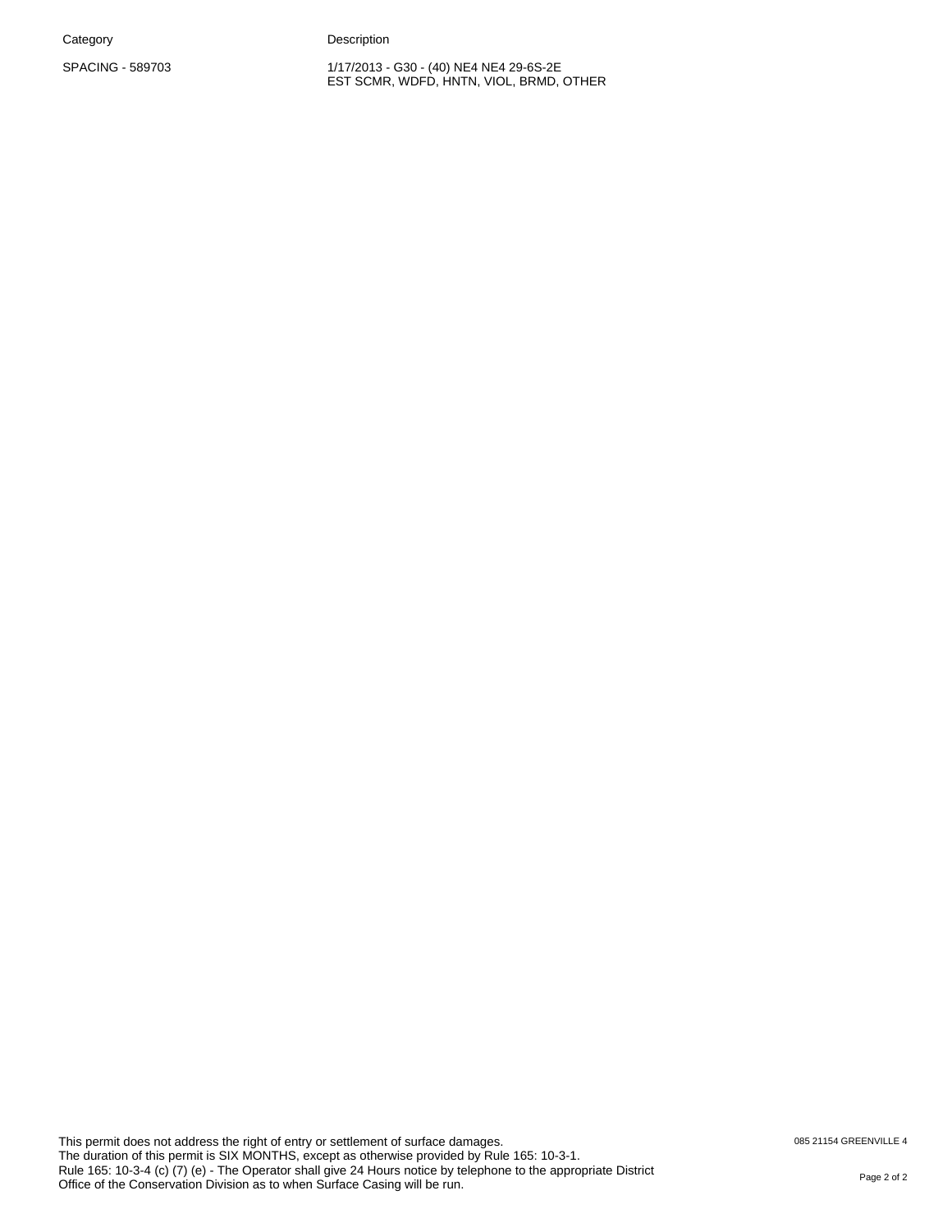| Category | Description |
|---|---|
| SPACING - 589703 | 1/17/2013 - G30 - (40) NE4 NE4 29-6S-2E<br>EST SCMR, WDFD, HNTN, VIOL, BRMD, OTHER |

This permit does not address the right of entry or settlement of surface damages.
The duration of this permit is SIX MONTHS, except as otherwise provided by Rule 165: 10-3-1.
Rule 165: 10-3-4 (c) (7) (e) - The Operator shall give 24 Hours notice by telephone to the appropriate District Office of the Conservation Division as to when Surface Casing will be run.

085 21154 GREENVILLE 4